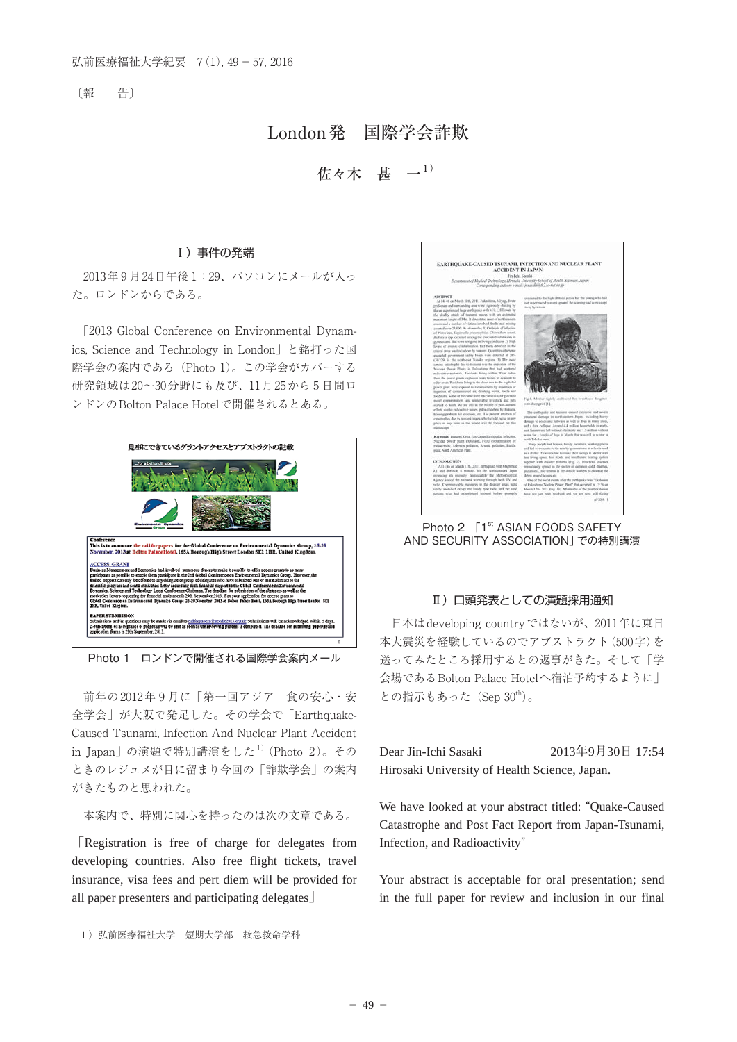〔報　　告〕

# London発　国際学会詐欺

佐々木　甚　一[1]

## Ⅰ）事件の発端

2013年9月24日午後1：29、パソコンにメールが入った。ロンドンからである。

「2013 Global Conference on Environmental Dynamics, Science and Technology in London」と銘打った国際学会の案内である（Photo 1）。この学会がカバーする研究領域は20～30分野にも及び、11月25から5日間ロンドンのBolton Palace Hotelで開催されるとある。

Photo 1　ロンドンで開催される国際学会案内メール

前年の2012年9月に「第一回アジア　食の安心・安全学会」が大阪で発足した。その学会で「Earthquake-Caused Tsunami, Infection And Nuclear Plant Accident in Japan」の演題で特別講演をした[1]（Photo 2）。そのときのレジュメが目に留まり今回の「詐欺学会」の案内がきたものと思われた。

本案内で、特別に関心を持ったのは次の文章である。

「Registration is free of charge for delegates from developing countries. Also free flight tickets, travel insurance, visa fees and pert diem will be provided for all paper presenters and participating delegates」

Photo 2 「1st ASIAN FOODS SAFETY AND SECURITY ASSOCIATION」での特別講演

## Ⅱ）口頭発表としての演題採用通知

日本はdeveloping countryではないが、2011年に東日本大震災を経験しているのでアブストラクト（500字）を送ってみたところ採用するとの返事がきた。そして「学会場であるBolton Palace Hotelへ宿泊予約するように」との指示もあった（Sep 30th）。

Dear Jin-Ichi Sasaki　　　　　　2013年9月30日 17:54
Hirosaki University of Health Science, Japan.

We have looked at your abstract titled: "Quake-Caused Catastrophe and Post Fact Report from Japan-Tsunami, Infection, and Radioactivity"

Your abstract is acceptable for oral presentation; send in the full paper for review and inclusion in our final

---

1）弘前医療福祉大学　短期大学部　救急救命学科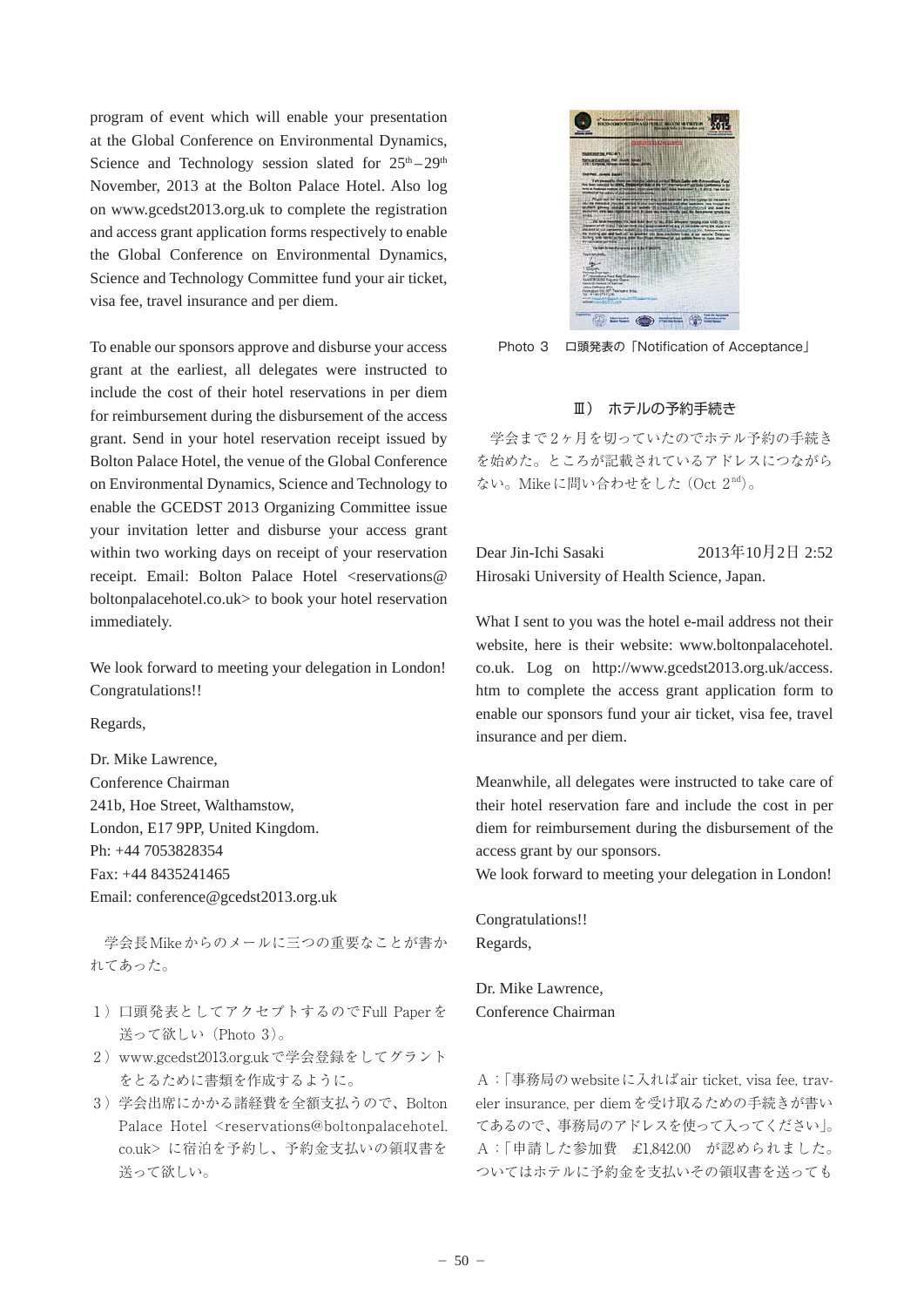program of event which will enable your presentation at the Global Conference on Environmental Dynamics, Science and Technology session slated for 25th – 29th November, 2013 at the Bolton Palace Hotel. Also log on www.gcedst2013.org.uk to complete the registration and access grant application forms respectively to enable the Global Conference on Environmental Dynamics, Science and Technology Committee fund your air ticket, visa fee, travel insurance and per diem.

To enable our sponsors approve and disburse your access grant at the earliest, all delegates were instructed to include the cost of their hotel reservations in per diem for reimbursement during the disbursement of the access grant. Send in your hotel reservation receipt issued by Bolton Palace Hotel, the venue of the Global Conference on Environmental Dynamics, Science and Technology to enable the GCEDST 2013 Organizing Committee issue your invitation letter and disburse your access grant within two working days on receipt of your reservation receipt. Email: Bolton Palace Hotel <reservations@boltonpalacehotel.co.uk> to book your hotel reservation immediately.

We look forward to meeting your delegation in London! Congratulations!!

Regards,

Dr. Mike Lawrence,
Conference Chairman
241b, Hoe Street, Walthamstow,
London, E17 9PP, United Kingdom.
Ph: +44 7053828354
Fax: +44 8435241465
Email: conference@gcedst2013.org.uk

学会長Mikeからのメールに三つの重要なことが書かれてあった。

1）口頭発表としてアクセプトするのでFull Paperを送って欲しい（Photo 3）。
2）www.gcedst2013.org.ukで学会登録をしてグラントをとるために書類を作成するように。
3）学会出席にかかる諸経費を全額支払うので、Bolton Palace Hotel <reservations@boltonpalacehotel.co.uk> に宿泊を予約し、予約金支払いの領収書を送って欲しい。

Photo 3　口頭発表の「Notification of Acceptance」

### Ⅲ） ホテルの予約手続き

学会まで2ヶ月を切っていたのでホテル予約の手続きを始めた。ところが記載されているアドレスにつながらない。Mikeに問い合わせをした（Oct 2nd）。

Dear Jin-Ichi Sasaki　　　　　2013年10月2日 2:52
Hirosaki University of Health Science, Japan.

What I sent to you was the hotel e-mail address not their website, here is their website: www.boltonpalacehotel.co.uk. Log on http://www.gcedst2013.org.uk/access.htm to complete the access grant application form to enable our sponsors fund your air ticket, visa fee, travel insurance and per diem.

Meanwhile, all delegates were instructed to take care of their hotel reservation fare and include the cost in per diem for reimbursement during the disbursement of the access grant by our sponsors.
We look forward to meeting your delegation in London!

Congratulations!!
Regards,

Dr. Mike Lawrence,
Conference Chairman

A：「事務局のwebsiteに入ればair ticket, visa fee, traveler insurance, per diemを受け取るための手続きが書いてあるので、事務局のアドレスを使って入ってください」。
A：「申請した参加費　£1,842.00　が認められました。ついてはホテルに予約金を支払いその領収書を送っても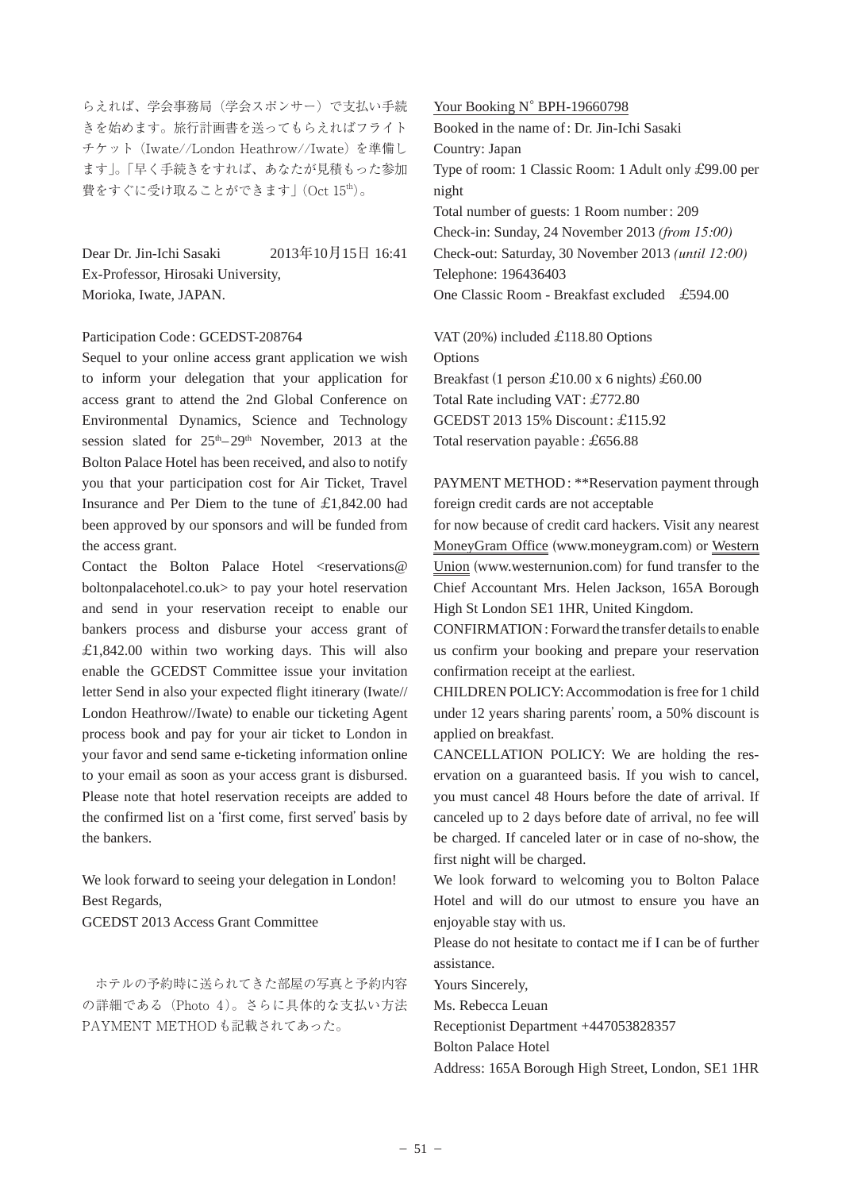らえれば、学会事務局（学会スポンサー）で支払い手続きを始めます。旅行計画書を送ってもらえればフライトチケット（Iwate//London Heathrow//Iwate）を準備します」。「早く手続きをすれば、あなたが見積もった参加費をすぐに受け取ることができます」（Oct 15th）。

Dear Dr. Jin-Ichi Sasaki　　　2013年10月15日 16:41
Ex-Professor, Hirosaki University,
Morioka, Iwate, JAPAN.

Participation Code: GCEDST-208764

Sequel to your online access grant application we wish to inform your delegation that your application for access grant to attend the 2nd Global Conference on Environmental Dynamics, Science and Technology session slated for 25th–29th November, 2013 at the Bolton Palace Hotel has been received, and also to notify you that your participation cost for Air Ticket, Travel Insurance and Per Diem to the tune of £1,842.00 had been approved by our sponsors and will be funded from the access grant.

Contact the Bolton Palace Hotel <reservations@boltonpalacehotel.co.uk> to pay your hotel reservation and send in your reservation receipt to enable our bankers process and disburse your access grant of £1,842.00 within two working days. This will also enable the GCEDST Committee issue your invitation letter Send in also your expected flight itinerary (Iwate//London Heathrow//Iwate) to enable our ticketing Agent process book and pay for your air ticket to London in your favor and send same e-ticketing information online to your email as soon as your access grant is disbursed. Please note that hotel reservation receipts are added to the confirmed list on a 'first come, first served' basis by the bankers.

We look forward to seeing your delegation in London!
Best Regards,
GCEDST 2013 Access Grant Committee

ホテルの予約時に送られてきた部屋の写真と予約内容の詳細である（Photo 4）。さらに具体的な支払い方法PAYMENT METHODも記載されてあった。

Your Booking N° BPH-19660798
Booked in the name of: Dr. Jin-Ichi Sasaki
Country: Japan
Type of room: 1 Classic Room: 1 Adult only £99.00 per night
Total number of guests: 1 Room number: 209
Check-in: Sunday, 24 November 2013 *(from 15:00)*
Check-out: Saturday, 30 November 2013 *(until 12:00)*
Telephone: 196436403
One Classic Room - Breakfast excluded　£594.00

VAT (20%) included £118.80 Options
Options
Breakfast (1 person £10.00 x 6 nights) £60.00
Total Rate including VAT: £772.80
GCEDST 2013 15% Discount: £115.92
Total reservation payable: £656.88

PAYMENT METHOD: **Reservation payment through foreign credit cards are not acceptable
for now because of credit card hackers. Visit any nearest MoneyGram Office (www.moneygram.com) or Western Union (www.westernunion.com) for fund transfer to the Chief Accountant Mrs. Helen Jackson, 165A Borough High St London SE1 1HR, United Kingdom.

CONFIRMATION: Forward the transfer details to enable us confirm your booking and prepare your reservation confirmation receipt at the earliest.

CHILDREN POLICY: Accommodation is free for 1 child under 12 years sharing parents' room, a 50% discount is applied on breakfast.

CANCELLATION POLICY: We are holding the reservation on a guaranteed basis. If you wish to cancel, you must cancel 48 Hours before the date of arrival. If canceled up to 2 days before date of arrival, no fee will be charged. If canceled later or in case of no-show, the first night will be charged.

We look forward to welcoming you to Bolton Palace Hotel and will do our utmost to ensure you have an enjoyable stay with us.

Please do not hesitate to contact me if I can be of further assistance.

Yours Sincerely,
Ms. Rebecca Leuan
Receptionist Department +447053828357
Bolton Palace Hotel
Address: 165A Borough High Street, London, SE1 1HR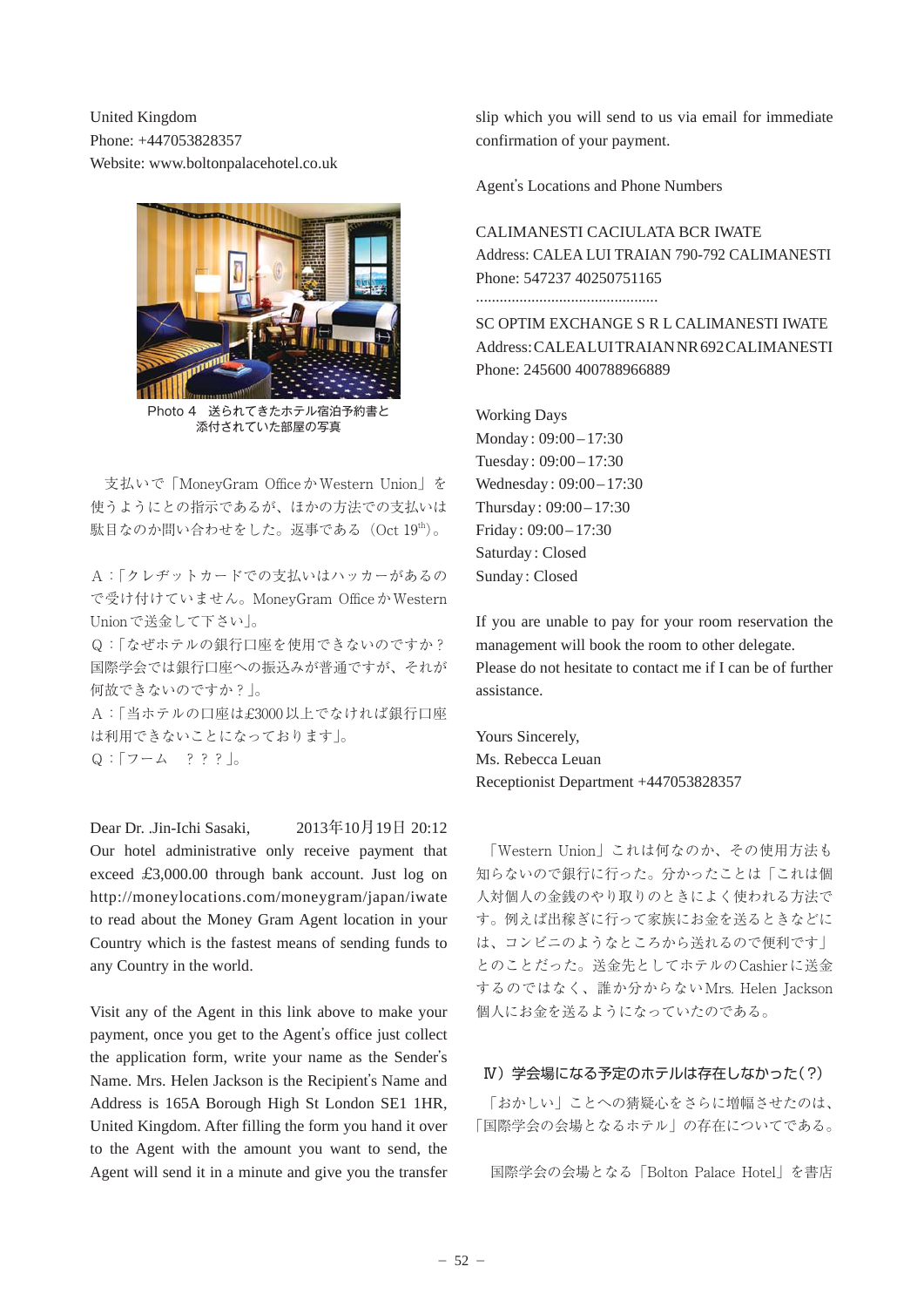United Kingdom
Phone: +447053828357
Website: www.boltonpalacehotel.co.uk

Photo 4　送られてきたホテル宿泊予約書と添付されていた部屋の写真

支払いで「MoneyGram Office か Western Union」を使うようにとの指示であるが、ほかの方法での支払いは駄目なのか問い合わせをした。返事である（Oct 19th）。

A：「クレヂットカードでの支払いはハッカーがあるので受け付けていません。MoneyGram Office か Western Union で送金して下さい」。
Q：「なぜホテルの銀行口座を使用できないのですか？国際学会では銀行口座への振込みが普通ですが、それが何故できないのですか？」。
A：「当ホテルの口座は£3000 以上でなければ銀行口座は利用できないことになっております」。
Q：「フーム　？？？」。

Dear Dr. .Jin-Ichi Sasaki,　　　2013年10月19日 20:12
Our hotel administrative only receive payment that exceed £3,000.00 through bank account. Just log on http://moneylocations.com/moneygram/japan/iwate to read about the Money Gram Agent location in your Country which is the fastest means of sending funds to any Country in the world.

Visit any of the Agent in this link above to make your payment, once you get to the Agent's office just collect the application form, write your name as the Sender's Name. Mrs. Helen Jackson is the Recipient's Name and Address is 165A Borough High St London SE1 1HR, United Kingdom. After filling the form you hand it over to the Agent with the amount you want to send, the Agent will send it in a minute and give you the transfer slip which you will send to us via email for immediate confirmation of your payment.

Agent's Locations and Phone Numbers

CALIMANESTI CACIULATA BCR IWATE
Address: CALEA LUI TRAIAN 790-792 CALIMANESTI
Phone: 547237 40250751165
...............................................
SC OPTIM EXCHANGE S R L CALIMANESTI IWATE
Address: CALEA LUI TRAIAN NR 692 CALIMANESTI
Phone: 245600 400788966889

Working Days
Monday : 09:00 – 17:30
Tuesday : 09:00 – 17:30
Wednesday : 09:00 – 17:30
Thursday : 09:00 – 17:30
Friday : 09:00 – 17:30
Saturday : Closed
Sunday : Closed

If you are unable to pay for your room reservation the management will book the room to other delegate.
Please do not hesitate to contact me if I can be of further assistance.

Yours Sincerely,
Ms. Rebecca Leuan
Receptionist Department +447053828357

「Western Union」これは何なのか、その使用方法も知らないので銀行に行った。分かったことは「これは個人対個人の金銭のやり取りのときによく使われる方法です。例えば出稼ぎに行って家族にお金を送るときなどには、コンビニのようなところから送れるので便利です」とのことだった。送金先としてホテルの Cashier に送金するのではなく、誰か分からない Mrs. Helen Jackson 個人にお金を送るようになっていたのである。

### Ⅳ）学会場になる予定のホテルは存在しなかった（?）

「おかしい」ことへの猜疑心をさらに増幅させたのは、「国際学会の会場となるホテル」の存在についてである。

国際学会の会場となる「Bolton Palace Hotel」を書店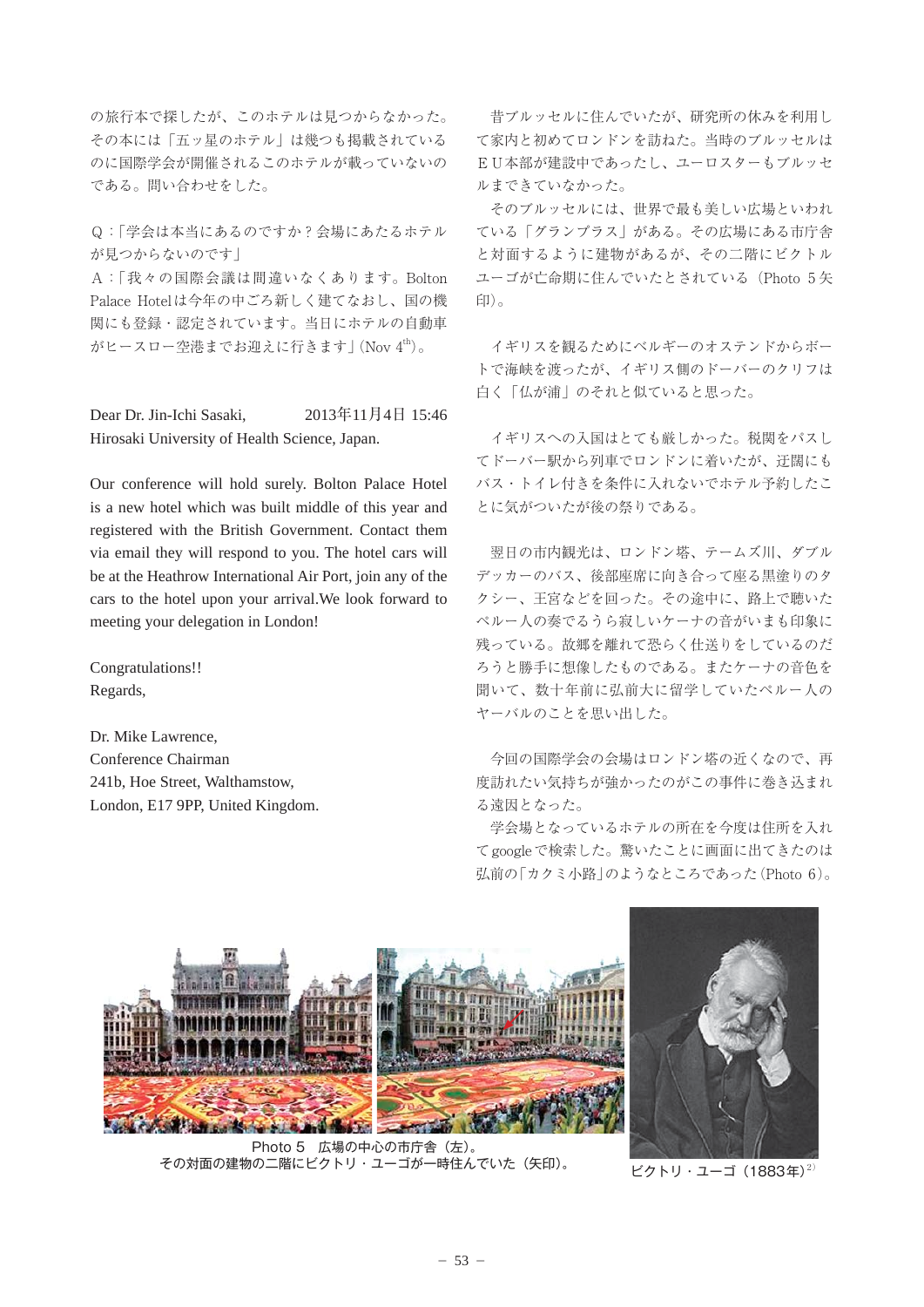の旅行本で探したが、このホテルは見つからなかった。その本には「五ッ星のホテル」は幾つも掲載されているのに国際学会が開催されるこのホテルが載っていないのである。問い合わせをした。

Ｑ：「学会は本当にあるのですか？会場にあたるホテルが見つからないのです」
Ａ：「我々の国際会議は間違いなくあります。Bolton Palace Hotelは今年の中ごろ新しく建てなおし、国の機関にも登録・認定されています。当日にホテルの自動車がヒースロー空港までお迎えに行きます」(Nov 4th)。

Dear Dr. Jin-Ichi Sasaki,　　　2013年11月4日 15:46
Hirosaki University of Health Science, Japan.

Our conference will hold surely. Bolton Palace Hotel is a new hotel which was built middle of this year and registered with the British Government. Contact them via email they will respond to you. The hotel cars will be at the Heathrow International Air Port, join any of the cars to the hotel upon your arrival.We look forward to meeting your delegation in London!

Congratulations!!
Regards,

Dr. Mike Lawrence,
Conference Chairman
241b, Hoe Street, Walthamstow,
London, E17 9PP, United Kingdom.

昔ブルッセルに住んでいたが、研究所の休みを利用して家内と初めてロンドンを訪ねた。当時のブルッセルはＥＵ本部が建設中であったし、ユーロスターもブルッセルまでできていなかった。

そのブルッセルには、世界で最も美しい広場といわれている「グランプラス」がある。その広場にある市庁舎と対面するように建物があるが、その二階にビクトルユーゴが亡命期に住んでいたとされている（Photo 5矢印）。

イギリスを観るためにベルギーのオステンドからボートで海峡を渡ったが、イギリス側のドーバーのクリフは白く「仏が浦」のそれと似ていると思った。

イギリスへの入国はとても厳しかった。税関をパスしてドーバー駅から列車でロンドンに着いたが、迂闊にもバス・トイレ付きを条件に入れないでホテル予約したことに気がついたが後の祭りである。

翌日の市内観光は、ロンドン塔、テームズ川、ダブルデッカーのバス、後部座席に向き合って座る黒塗りのタクシー、王宮などを回った。その途中に、路上で聴いたペルー人の奏でるうら寂しいケーナの音がいまも印象に残っている。故郷を離れて恐らく仕送りをしているのだろうと勝手に想像したものである。またケーナの音色を聞いて、数十年前に弘前大に留学していたペルー人のヤーバルのことを思い出した。

今回の国際学会の会場はロンドン塔の近くなので、再度訪れたい気持ちが強かったのがこの事件に巻き込まれる遠因となった。

学会場となっているホテルの所在を今度は住所を入れてgoogleで検索した。驚いたことに画面に出てきたのは弘前の「カクミ小路」のようなところであった（Photo 6）。

Photo 5　広場の中心の市庁舎（左）。
その対面の建物の二階にビクトリ・ユーゴが一時住んでいた（矢印）。

ビクトリ・ユーゴ（1883年）[2]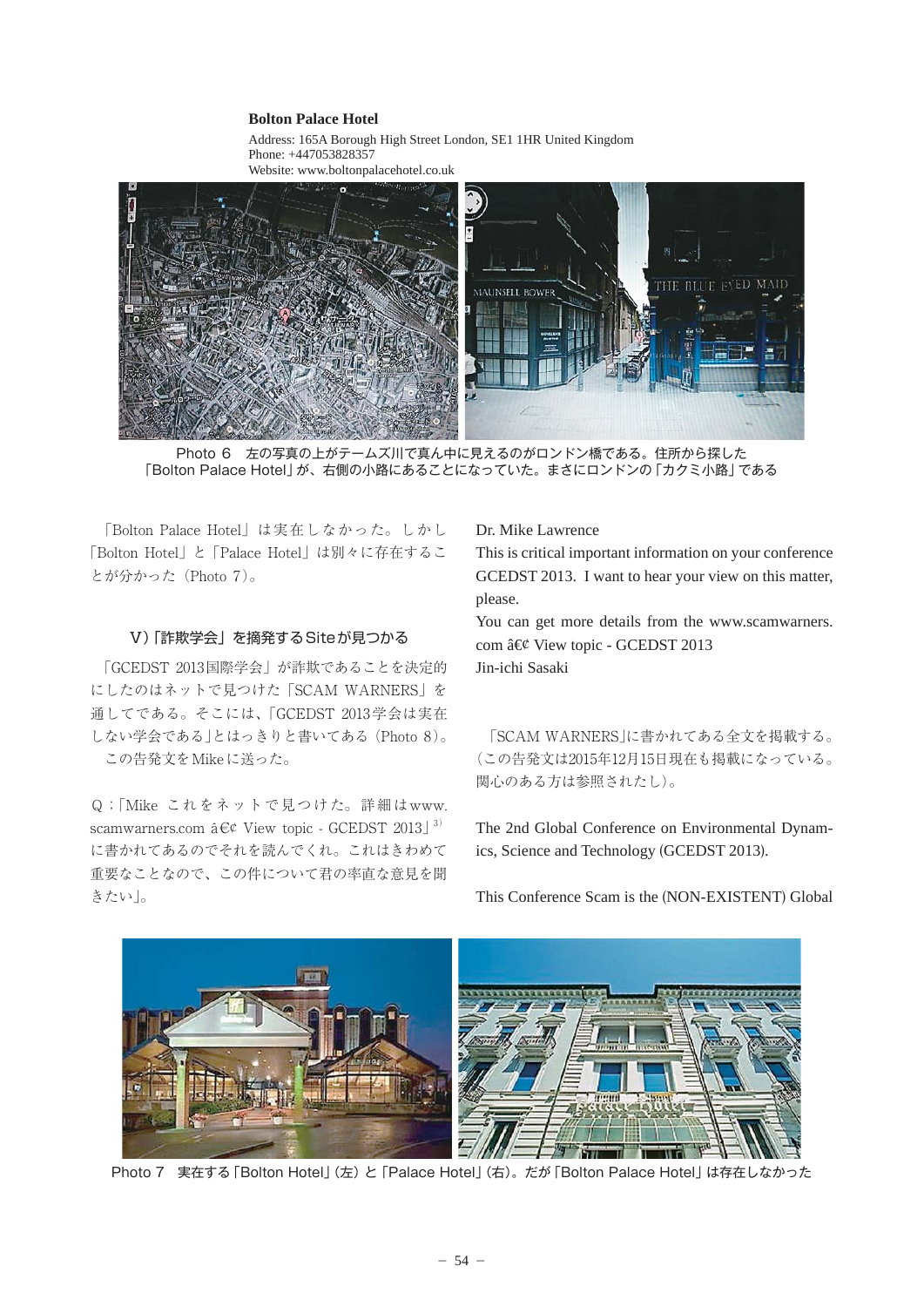**Bolton Palace Hotel**

Address: 165A Borough High Street London, SE1 1HR United Kingdom
Phone: +447053828357
Website: www.boltonpalacehotel.co.uk

Photo 6　左の写真の上がテームズ川で真ん中に見えるのがロンドン橋である。住所から探した「Bolton Palace Hotel」が、右側の小路にあることになっていた。まさにロンドンの「カクミ小路」である

「Bolton Palace Hotel」は実在しなかった。しかし「Bolton Hotel」と「Palace Hotel」は別々に存在することが分かった（Photo 7）。

### V）「詐欺学会」を摘発するSiteが見つかる

「GCEDST 2013国際学会」が詐欺であることを決定的にしたのはネットで見つけた「SCAM WARNERS」を通してである。そこには、「GCEDST 2013学会は実在しない学会である」とはっきりと書いてある（Photo 8）。

この告発文をMikeに送った。

Q：「Mike これをネットで見つけた。詳細はwww.scamwarners.com â€¢ View topic - GCEDST 2013」[3] に書かれてあるのでそれを読んでくれ。これはきわめて重要なことなので、この件について君の率直な意見を聞きたい」。

Dr. Mike Lawrence
This is critical important information on your conference GCEDST 2013. I want to hear your view on this matter, please.
You can get more details from the www.scamwarners.com â€¢ View topic - GCEDST 2013
Jin-ichi Sasaki

「SCAM WARNERS」に書かれてある全文を掲載する。（この告発文は2015年12月15日現在も掲載になっている。関心のある方は参照されたし）。

The 2nd Global Conference on Environmental Dynamics, Science and Technology (GCEDST 2013).

This Conference Scam is the (NON-EXISTENT) Global

Photo 7　実在する「Bolton Hotel」（左）と「Palace Hotel」（右）。だが「Bolton Palace Hotel」は存在しなかった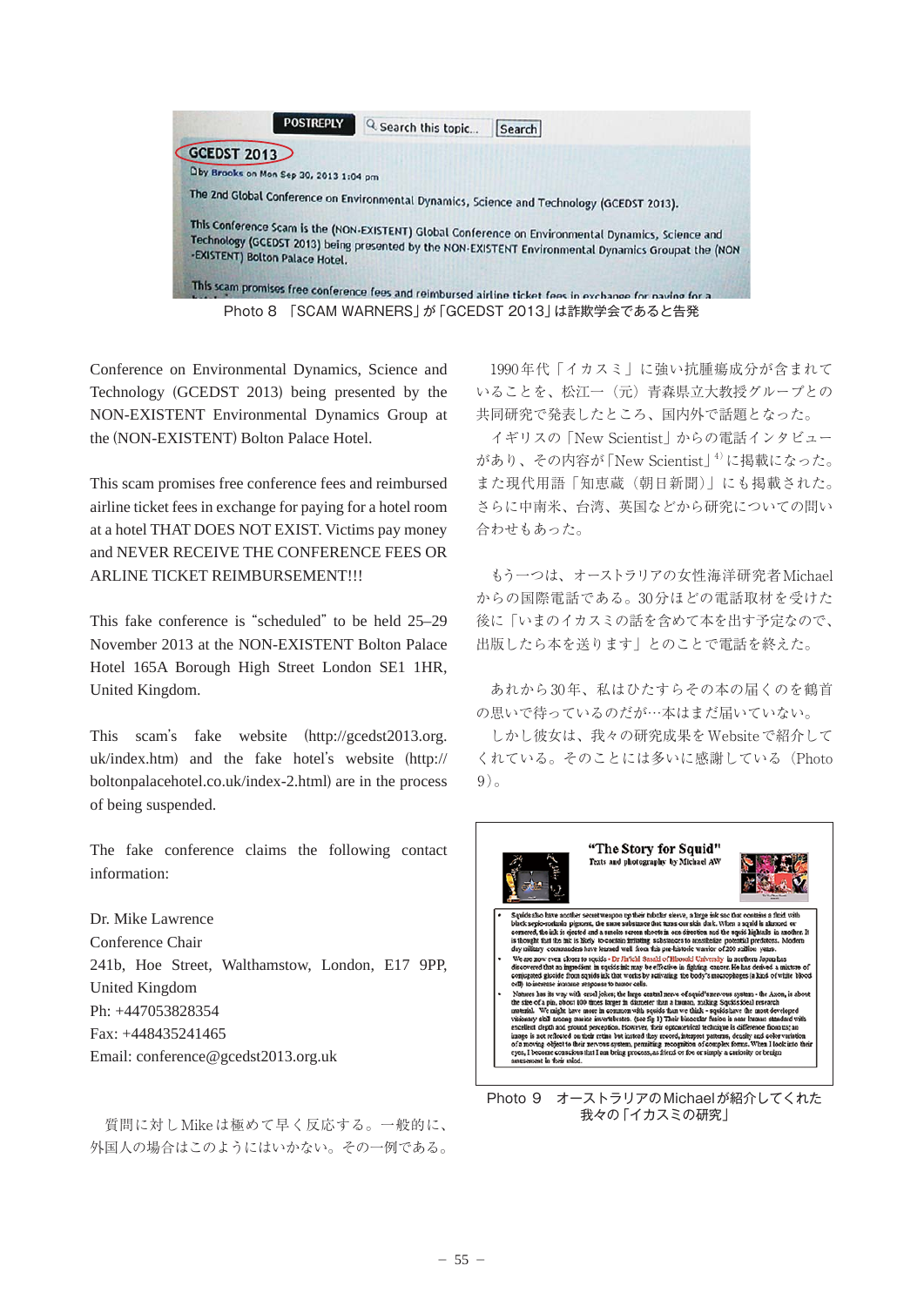Photo 8 「SCAM WARNERS」が「GCEDST 2013」は詐欺学会であると告発

Conference on Environmental Dynamics, Science and Technology (GCEDST 2013) being presented by the NON-EXISTENT Environmental Dynamics Group at the (NON-EXISTENT) Bolton Palace Hotel.

This scam promises free conference fees and reimbursed airline ticket fees in exchange for paying for a hotel room at a hotel THAT DOES NOT EXIST. Victims pay money and NEVER RECEIVE THE CONFERENCE FEES OR ARLINE TICKET REIMBURSEMENT!!!

This fake conference is "scheduled" to be held 25–29 November 2013 at the NON-EXISTENT Bolton Palace Hotel 165A Borough High Street London SE1 1HR, United Kingdom.

This scam's fake website (http://gcedst2013.org.uk/index.htm) and the fake hotel's website (http://boltonpalacehotel.co.uk/index-2.html) are in the process of being suspended.

The fake conference claims the following contact information:

Dr. Mike Lawrence
Conference Chair
241b, Hoe Street, Walthamstow, London, E17 9PP, United Kingdom
Ph: +447053828354
Fax: +448435241465
Email: conference@gcedst2013.org.uk

質問に対しMikeは極めて早く反応する。一般的に、外国人の場合はこのようにはいかない。その一例である。

1990年代「イカスミ」に強い抗腫瘍成分が含まれていることを、松江一（元）青森県立大教授グループとの共同研究で発表したところ、国内外で話題となった。

イギリスの「New Scientist」からの電話インタビューがあり、その内容が「New Scientist」[4]に掲載になった。また現代用語「知恵蔵（朝日新聞）」にも掲載された。さらに中南米、台湾、英国などから研究についての問い合わせもあった。

もう一つは、オーストラリアの女性海洋研究者Michaelからの国際電話である。30分ほどの電話取材を受けた後に「いまのイカスミの話を含めて本を出す予定なので、出版したら本を送ります」とのことで電話を終えた。

あれから30年、私はひたすらその本の届くのを鶴首の思いで待っているのだが…本はまだ届いていない。

しかし彼女は、我々の研究成果をWebsiteで紹介してくれている。そのことには多いに感謝している（Photo 9）。

Photo 9 オーストラリアのMichaelが紹介してくれた我々の「イカスミの研究」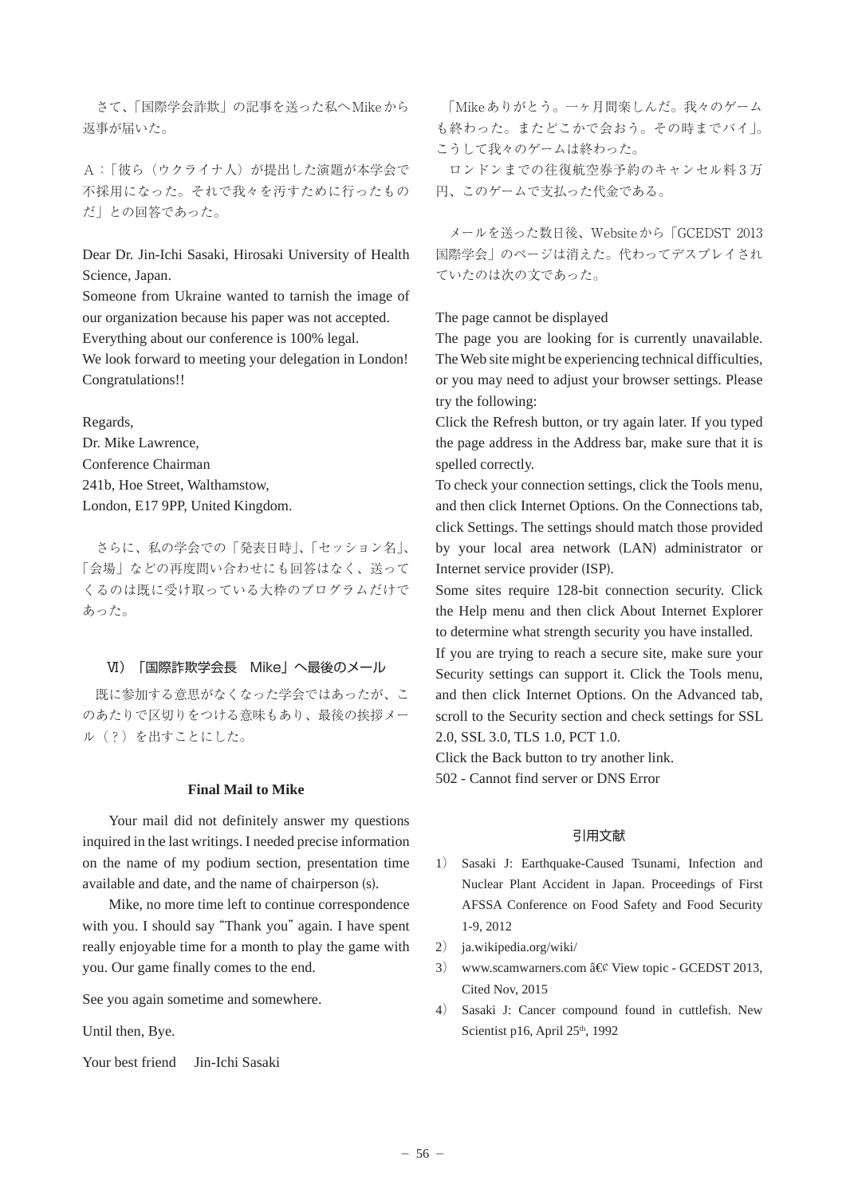さて、「国際学会詐欺」の記事を送った私へMikeから返事が届いた。

A：「彼ら（ウクライナ人）が提出した演題が本学会で不採用になった。それで我々を汚すために行ったものだ」との回答であった。

Dear Dr. Jin-Ichi Sasaki, Hirosaki University of Health Science, Japan.
Someone from Ukraine wanted to tarnish the image of our organization because his paper was not accepted.
Everything about our conference is 100% legal.
We look forward to meeting your delegation in London!
Congratulations!!

Regards,
Dr. Mike Lawrence,
Conference Chairman
241b, Hoe Street, Walthamstow,
London, E17 9PP, United Kingdom.

さらに、私の学会での「発表日時」、「セッション名」、「会場」などの再度問い合わせにも回答はなく、送ってくるのは既に受け取っている大枠のプログラムだけであった。

## Ⅵ）「国際詐欺学会長　Mike」へ最後のメール

既に参加する意思がなくなった学会ではあったが、このあたりで区切りをつける意味もあり、最後の挨拶メール（？）を出すことにした。

**Final Mail to Mike**

Your mail did not definitely answer my questions inquired in the last writings. I needed precise information on the name of my podium section, presentation time available and date, and the name of chairperson (s).

Mike, no more time left to continue correspondence with you. I should say "Thank you" again. I have spent really enjoyable time for a month to play the game with you. Our game finally comes to the end.

See you again sometime and somewhere.

Until then, Bye.

Your best friend　Jin-Ichi Sasaki

「Mikeありがとう。一ヶ月間楽しんだ。我々のゲームも終わった。またどこかで会おう。その時までバイ」。こうして我々のゲームは終わった。

ロンドンまでの往復航空券予約のキャンセル料３万円、このゲームで支払った代金である。

メールを送った数日後、Websiteから「GCEDST 2013国際学会」のページは消えた。代わってデスプレイされていたのは次の文であった。

The page cannot be displayed
The page you are looking for is currently unavailable. The Web site might be experiencing technical difficulties, or you may need to adjust your browser settings. Please try the following:
Click the Refresh button, or try again later. If you typed the page address in the Address bar, make sure that it is spelled correctly.
To check your connection settings, click the Tools menu, and then click Internet Options. On the Connections tab, click Settings. The settings should match those provided by your local area network (LAN) administrator or Internet service provider (ISP).
Some sites require 128-bit connection security. Click the Help menu and then click About Internet Explorer to determine what strength security you have installed.
If you are trying to reach a secure site, make sure your Security settings can support it. Click the Tools menu, and then click Internet Options. On the Advanced tab, scroll to the Security section and check settings for SSL 2.0, SSL 3.0, TLS 1.0, PCT 1.0.
Click the Back button to try another link.
502 - Cannot find server or DNS Error

## 引用文献

1） Sasaki J: Earthquake-Caused Tsunami, Infection and Nuclear Plant Accident in Japan. Proceedings of First AFSSA Conference on Food Safety and Food Security 1-9, 2012
2） ja.wikipedia.org/wiki/
3） www.scamwarners.com â€¢ View topic - GCEDST 2013, Cited Nov, 2015
4） Sasaki J: Cancer compound found in cuttlefish. New Scientist p16, April 25th, 1992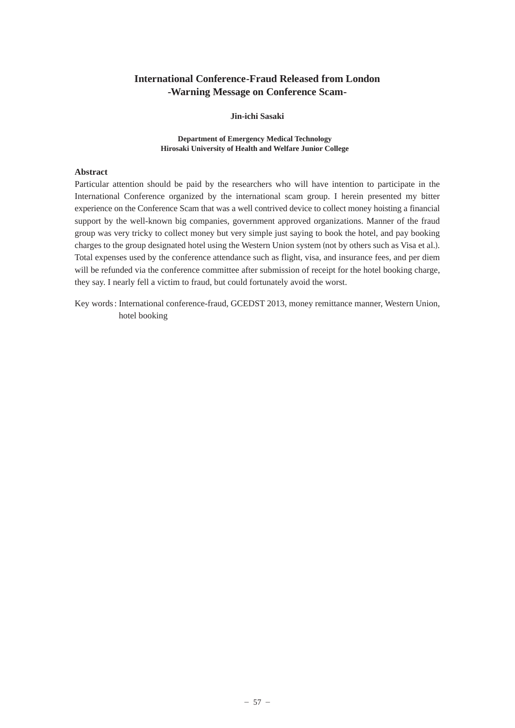# International Conference-Fraud Released from London
## -Warning Message on Conference Scam-

**Jin-ichi Sasaki**

**Department of Emergency Medical Technology**
**Hirosaki University of Health and Welfare Junior College**

**Abstract**

Particular attention should be paid by the researchers who will have intention to participate in the International Conference organized by the international scam group. I herein presented my bitter experience on the Conference Scam that was a well contrived device to collect money hoisting a financial support by the well-known big companies, government approved organizations. Manner of the fraud group was very tricky to collect money but very simple just saying to book the hotel, and pay booking charges to the group designated hotel using the Western Union system (not by others such as Visa et al.). Total expenses used by the conference attendance such as flight, visa, and insurance fees, and per diem will be refunded via the conference committee after submission of receipt for the hotel booking charge, they say. I nearly fell a victim to fraud, but could fortunately avoid the worst.

Key words: International conference-fraud, GCEDST 2013, money remittance manner, Western Union, hotel booking